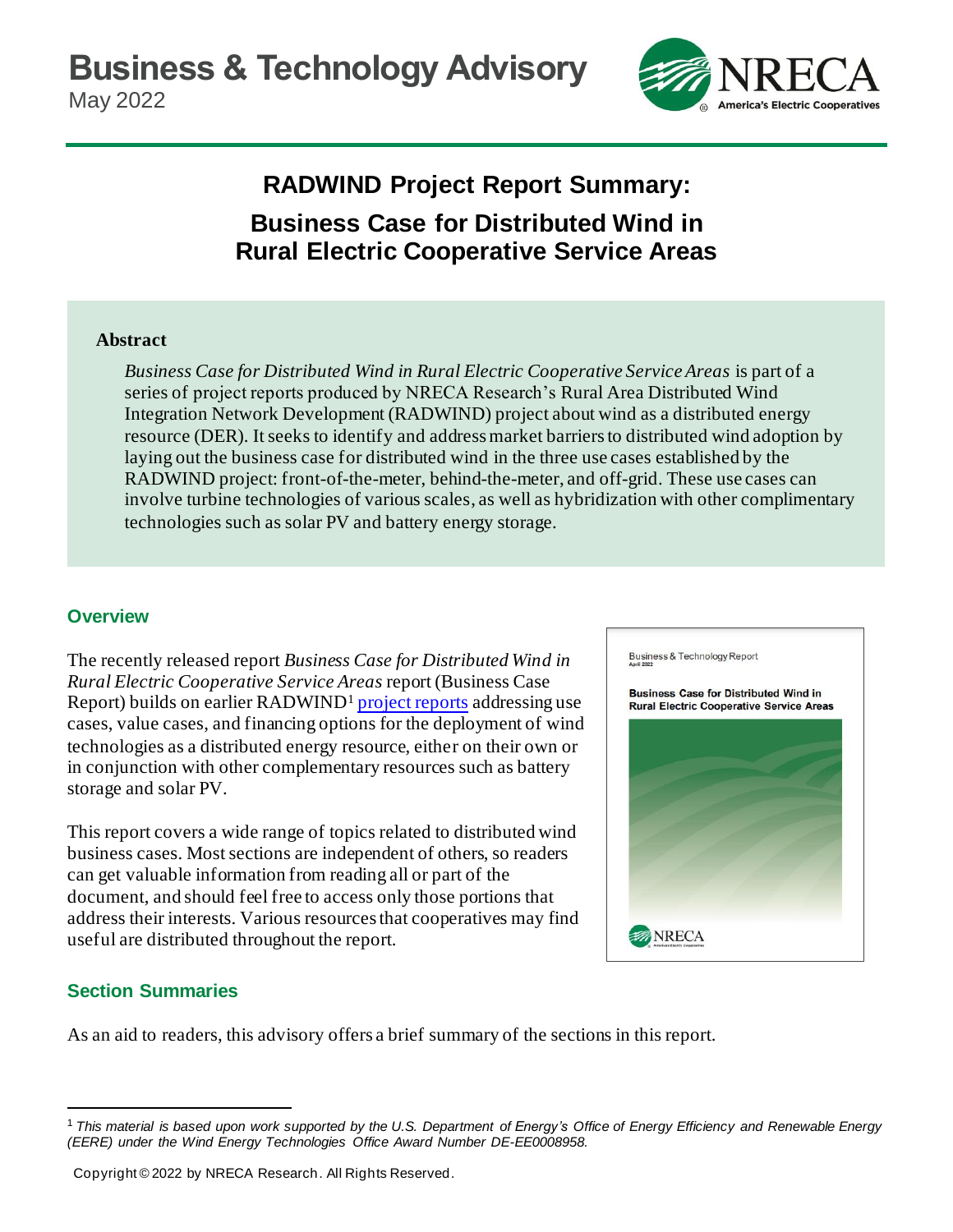Business & Technology Advisory
May 2022

# RADWIND Project Report Summary:

## Business Case for Distributed Wind in Rural Electric Cooperative Service Areas

**Abstract**

*Business Case for Distributed Wind in Rural Electric Cooperative Service Areas* is part of a series of project reports produced by NRECA Research's Rural Area Distributed Wind Integration Network Development (RADWIND) project about wind as a distributed energy resource (DER). It seeks to identify and address market barriers to distributed wind adoption by laying out the business case for distributed wind in the three use cases established by the RADWIND project: front-of-the-meter, behind-the-meter, and off-grid. These use cases can involve turbine technologies of various scales, as well as hybridization with other complimentary technologies such as solar PV and battery energy storage.

### Overview

The recently released report *Business Case for Distributed Wind in Rural Electric Cooperative Service Areas* report (Business Case Report) builds on earlier RADWIND[1] project reports addressing use cases, value cases, and financing options for the deployment of wind technologies as a distributed energy resource, either on their own or in conjunction with other complementary resources such as battery storage and solar PV.

This report covers a wide range of topics related to distributed wind business cases. Most sections are independent of others, so readers can get valuable information from reading all or part of the document, and should feel free to access only those portions that address their interests. Various resources that cooperatives may find useful are distributed throughout the report.

### Section Summaries

As an aid to readers, this advisory offers a brief summary of the sections in this report.

---

[1] *This material is based upon work supported by the U.S. Department of Energy's Office of Energy Efficiency and Renewable Energy (EERE) under the Wind Energy Technologies Office Award Number DE-EE0008958.*

Copyright © 2022 by NRECA Research. All Rights Reserved.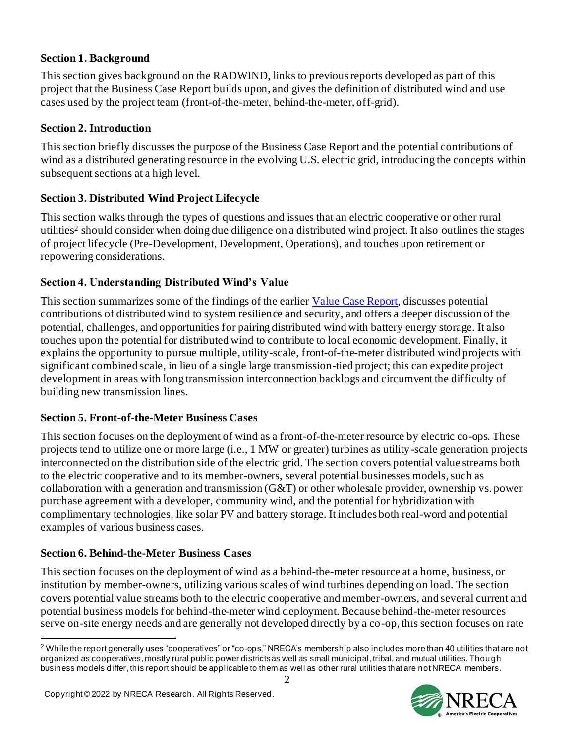**Section 1. Background**

This section gives background on the RADWIND, links to previous reports developed as part of this project that the Business Case Report builds upon, and gives the definition of distributed wind and use cases used by the project team (front-of-the-meter, behind-the-meter, off-grid).

**Section 2. Introduction**

This section briefly discusses the purpose of the Business Case Report and the potential contributions of wind as a distributed generating resource in the evolving U.S. electric grid, introducing the concepts within subsequent sections at a high level.

**Section 3. Distributed Wind Project Lifecycle**

This section walks through the types of questions and issues that an electric cooperative or other rural utilities[2] should consider when doing due diligence on a distributed wind project. It also outlines the stages of project lifecycle (Pre-Development, Development, Operations), and touches upon retirement or repowering considerations.

**Section 4. Understanding Distributed Wind's Value**

This section summarizes some of the findings of the earlier Value Case Report, discusses potential contributions of distributed wind to system resilience and security, and offers a deeper discussion of the potential, challenges, and opportunities for pairing distributed wind with battery energy storage. It also touches upon the potential for distributed wind to contribute to local economic development. Finally, it explains the opportunity to pursue multiple, utility-scale, front-of-the-meter distributed wind projects with significant combined scale, in lieu of a single large transmission-tied project; this can expedite project development in areas with long transmission interconnection backlogs and circumvent the difficulty of building new transmission lines.

**Section 5. Front-of-the-Meter Business Cases**

This section focuses on the deployment of wind as a front-of-the-meter resource by electric co-ops. These projects tend to utilize one or more large (i.e., 1 MW or greater) turbines as utility-scale generation projects interconnected on the distribution side of the electric grid. The section covers potential value streams both to the electric cooperative and to its member-owners, several potential businesses models, such as collaboration with a generation and transmission (G&T) or other wholesale provider, ownership vs. power purchase agreement with a developer, community wind, and the potential for hybridization with complimentary technologies, like solar PV and battery storage. It includes both real-word and potential examples of various business cases.

**Section 6. Behind-the-Meter Business Cases**

This section focuses on the deployment of wind as a behind-the-meter resource at a home, business, or institution by member-owners, utilizing various scales of wind turbines depending on load. The section covers potential value streams both to the electric cooperative and member-owners, and several current and potential business models for behind-the-meter wind deployment. Because behind-the-meter resources serve on-site energy needs and are generally not developed directly by a co-op, this section focuses on rate

[2] While the report generally uses "cooperatives" or "co-ops," NRECA's membership also includes more than 40 utilities that are not organized as cooperatives, mostly rural public power districts as well as small municipal, tribal, and mutual utilities. Though business models differ, this report should be applicable to them as well as other rural utilities that are not NRECA members.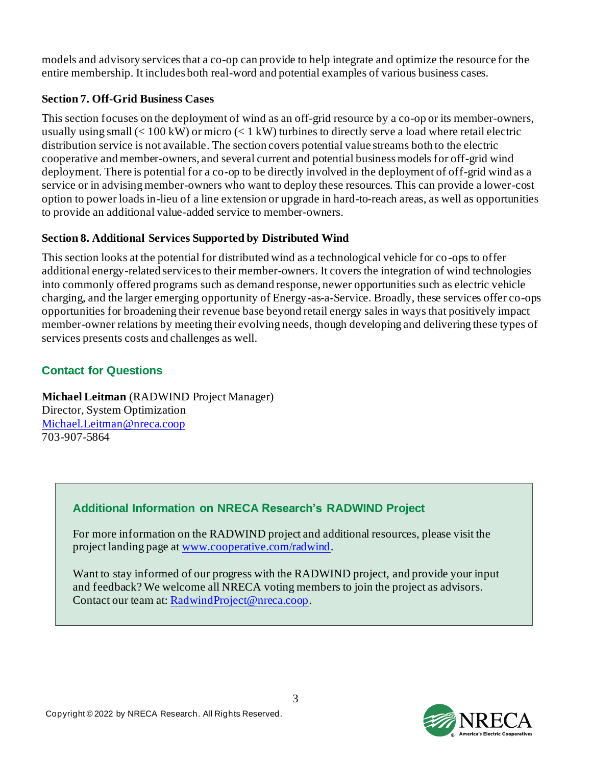models and advisory services that a co-op can provide to help integrate and optimize the resource for the entire membership. It includes both real-word and potential examples of various business cases.

**Section 7. Off-Grid Business Cases**

This section focuses on the deployment of wind as an off-grid resource by a co-op or its member-owners, usually using small (< 100 kW) or micro (< 1 kW) turbines to directly serve a load where retail electric distribution service is not available. The section covers potential value streams both to the electric cooperative and member-owners, and several current and potential business models for off-grid wind deployment. There is potential for a co-op to be directly involved in the deployment of off-grid wind as a service or in advising member-owners who want to deploy these resources. This can provide a lower-cost option to power loads in-lieu of a line extension or upgrade in hard-to-reach areas, as well as opportunities to provide an additional value-added service to member-owners.

**Section 8. Additional Services Supported by Distributed Wind**

This section looks at the potential for distributed wind as a technological vehicle for co-ops to offer additional energy-related services to their member-owners. It covers the integration of wind technologies into commonly offered programs such as demand response, newer opportunities such as electric vehicle charging, and the larger emerging opportunity of Energy-as-a-Service. Broadly, these services offer co-ops opportunities for broadening their revenue base beyond retail energy sales in ways that positively impact member-owner relations by meeting their evolving needs, though developing and delivering these types of services presents costs and challenges as well.

## Contact for Questions

**Michael Leitman** (RADWIND Project Manager)
Director, System Optimization
Michael.Leitman@nreca.coop
703-907-5864

### Additional Information on NRECA Research's RADWIND Project

For more information on the RADWIND project and additional resources, please visit the project landing page at www.cooperative.com/radwind.

Want to stay informed of our progress with the RADWIND project, and provide your input and feedback? We welcome all NRECA voting members to join the project as advisors. Contact our team at: RadwindProject@nreca.coop.

Copyright © 2022 by NRECA Research. All Rights Reserved.